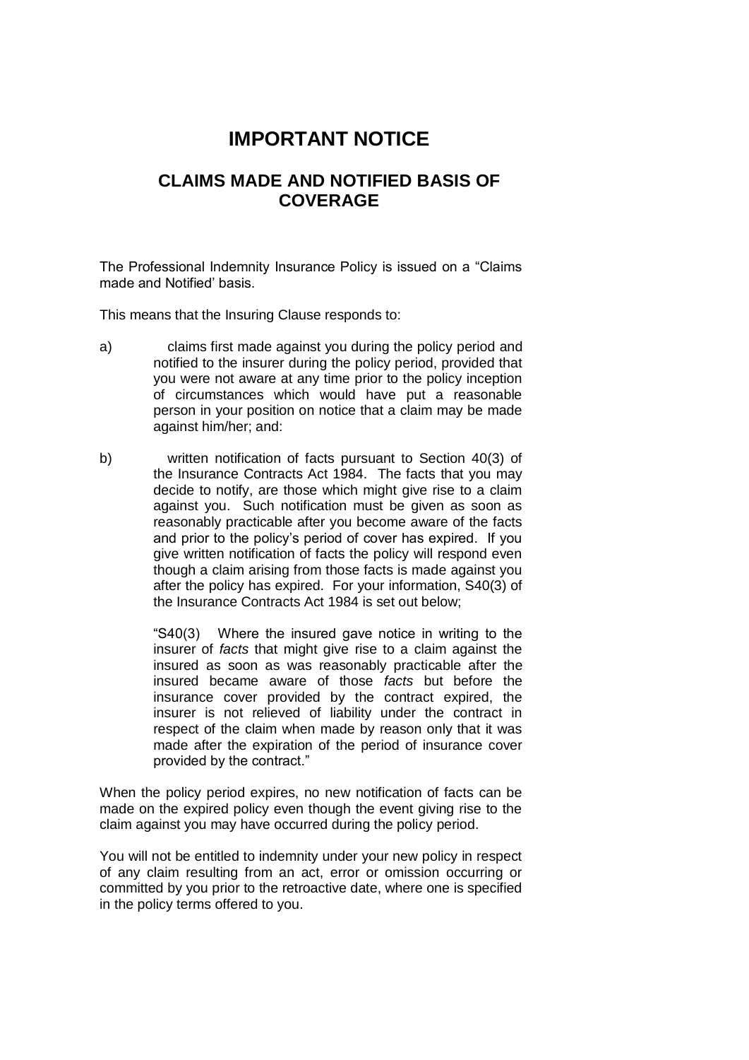# IMPORTANT NOTICE

## CLAIMS MADE AND NOTIFIED BASIS OF COVERAGE

The Professional Indemnity Insurance Policy is issued on a "Claims made and Notified' basis.

This means that the Insuring Clause responds to:

a) claims first made against you during the policy period and notified to the insurer during the policy period, provided that you were not aware at any time prior to the policy inception of circumstances which would have put a reasonable person in your position on notice that a claim may be made against him/her; and:

b) written notification of facts pursuant to Section 40(3) of the Insurance Contracts Act 1984. The facts that you may decide to notify, are those which might give rise to a claim against you. Such notification must be given as soon as reasonably practicable after you become aware of the facts and prior to the policy's period of cover has expired. If you give written notification of facts the policy will respond even though a claim arising from those facts is made against you after the policy has expired. For your information, S40(3) of the Insurance Contracts Act 1984 is set out below;

> "S40(3) Where the insured gave notice in writing to the insurer of *facts* that might give rise to a claim against the insured as soon as was reasonably practicable after the insured became aware of those *facts* but before the insurance cover provided by the contract expired, the insurer is not relieved of liability under the contract in respect of the claim when made by reason only that it was made after the expiration of the period of insurance cover provided by the contract."

When the policy period expires, no new notification of facts can be made on the expired policy even though the event giving rise to the claim against you may have occurred during the policy period.

You will not be entitled to indemnity under your new policy in respect of any claim resulting from an act, error or omission occurring or committed by you prior to the retroactive date, where one is specified in the policy terms offered to you.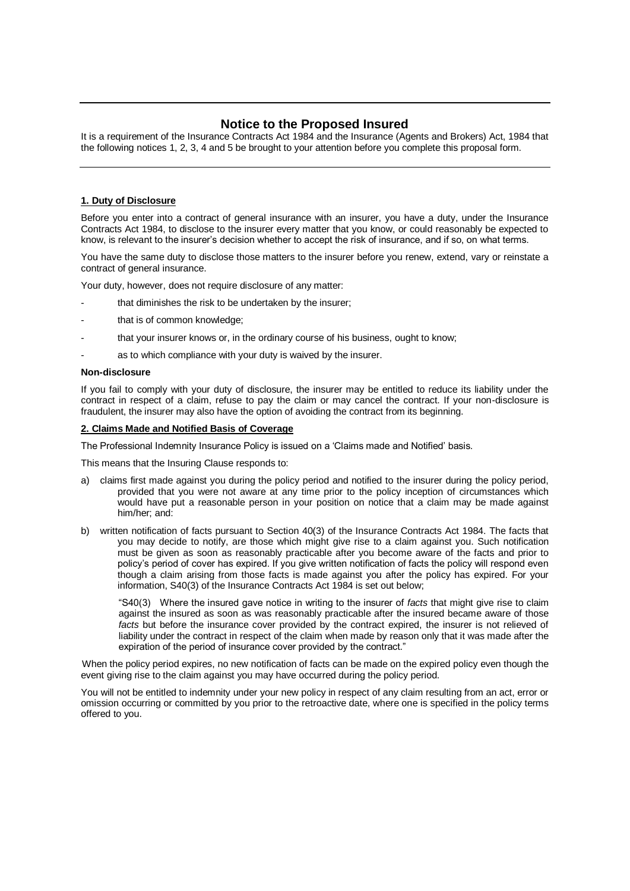## Notice to the Proposed Insured

It is a requirement of the Insurance Contracts Act 1984 and the Insurance (Agents and Brokers) Act, 1984 that the following notices 1, 2, 3, 4 and 5 be brought to your attention before you complete this proposal form.

---

### 1. Duty of Disclosure

Before you enter into a contract of general insurance with an insurer, you have a duty, under the Insurance Contracts Act 1984, to disclose to the insurer every matter that you know, or could reasonably be expected to know, is relevant to the insurer's decision whether to accept the risk of insurance, and if so, on what terms.

You have the same duty to disclose those matters to the insurer before you renew, extend, vary or reinstate a contract of general insurance.

Your duty, however, does not require disclosure of any matter:

- that diminishes the risk to be undertaken by the insurer;
- that is of common knowledge;
- that your insurer knows or, in the ordinary course of his business, ought to know;
- as to which compliance with your duty is waived by the insurer.

**Non-disclosure**

If you fail to comply with your duty of disclosure, the insurer may be entitled to reduce its liability under the contract in respect of a claim, refuse to pay the claim or may cancel the contract. If your non-disclosure is fraudulent, the insurer may also have the option of avoiding the contract from its beginning.

### 2. Claims Made and Notified Basis of Coverage

The Professional Indemnity Insurance Policy is issued on a 'Claims made and Notified' basis.

This means that the Insuring Clause responds to:

a) claims first made against you during the policy period and notified to the insurer during the policy period, provided that you were not aware at any time prior to the policy inception of circumstances which would have put a reasonable person in your position on notice that a claim may be made against him/her; and:

b) written notification of facts pursuant to Section 40(3) of the Insurance Contracts Act 1984. The facts that you may decide to notify, are those which might give rise to a claim against you. Such notification must be given as soon as reasonably practicable after you become aware of the facts and prior to policy's period of cover has expired. If you give written notification of facts the policy will respond even though a claim arising from those facts is made against you after the policy has expired. For your information, S40(3) of the Insurance Contracts Act 1984 is set out below;

> "S40(3) Where the insured gave notice in writing to the insurer of *facts* that might give rise to claim against the insured as soon as was reasonably practicable after the insured became aware of those *facts* but before the insurance cover provided by the contract expired, the insurer is not relieved of liability under the contract in respect of the claim when made by reason only that it was made after the expiration of the period of insurance cover provided by the contract."

When the policy period expires, no new notification of facts can be made on the expired policy even though the event giving rise to the claim against you may have occurred during the policy period.

You will not be entitled to indemnity under your new policy in respect of any claim resulting from an act, error or omission occurring or committed by you prior to the retroactive date, where one is specified in the policy terms offered to you.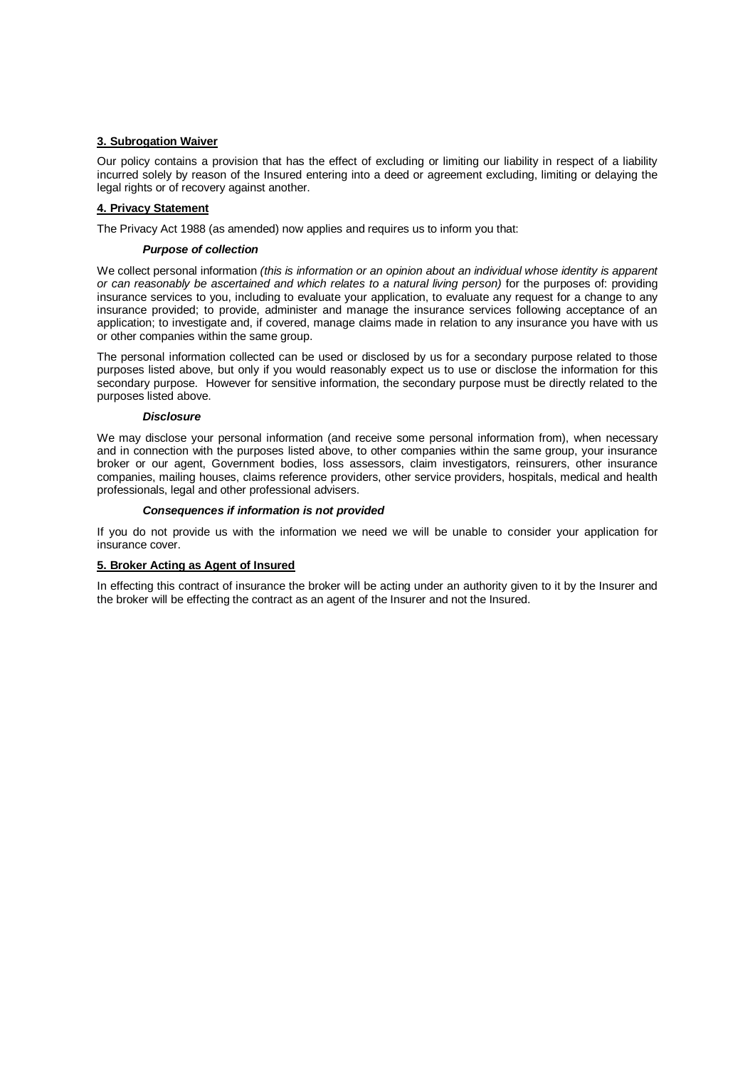**3. Subrogation Waiver**

Our policy contains a provision that has the effect of excluding or limiting our liability in respect of a liability incurred solely by reason of the Insured entering into a deed or agreement excluding, limiting or delaying the legal rights or of recovery against another.

**4. Privacy Statement**

The Privacy Act 1988 (as amended) now applies and requires us to inform you that:

***Purpose of collection***

We collect personal information *(this is information or an opinion about an individual whose identity is apparent or can reasonably be ascertained and which relates to a natural living person)* for the purposes of: providing insurance services to you, including to evaluate your application, to evaluate any request for a change to any insurance provided; to provide, administer and manage the insurance services following acceptance of an application; to investigate and, if covered, manage claims made in relation to any insurance you have with us or other companies within the same group.

The personal information collected can be used or disclosed by us for a secondary purpose related to those purposes listed above, but only if you would reasonably expect us to use or disclose the information for this secondary purpose. However for sensitive information, the secondary purpose must be directly related to the purposes listed above.

***Disclosure***

We may disclose your personal information (and receive some personal information from), when necessary and in connection with the purposes listed above, to other companies within the same group, your insurance broker or our agent, Government bodies, loss assessors, claim investigators, reinsurers, other insurance companies, mailing houses, claims reference providers, other service providers, hospitals, medical and health professionals, legal and other professional advisers.

***Consequences if information is not provided***

If you do not provide us with the information we need we will be unable to consider your application for insurance cover.

**5. Broker Acting as Agent of Insured**

In effecting this contract of insurance the broker will be acting under an authority given to it by the Insurer and the broker will be effecting the contract as an agent of the Insurer and not the Insured.